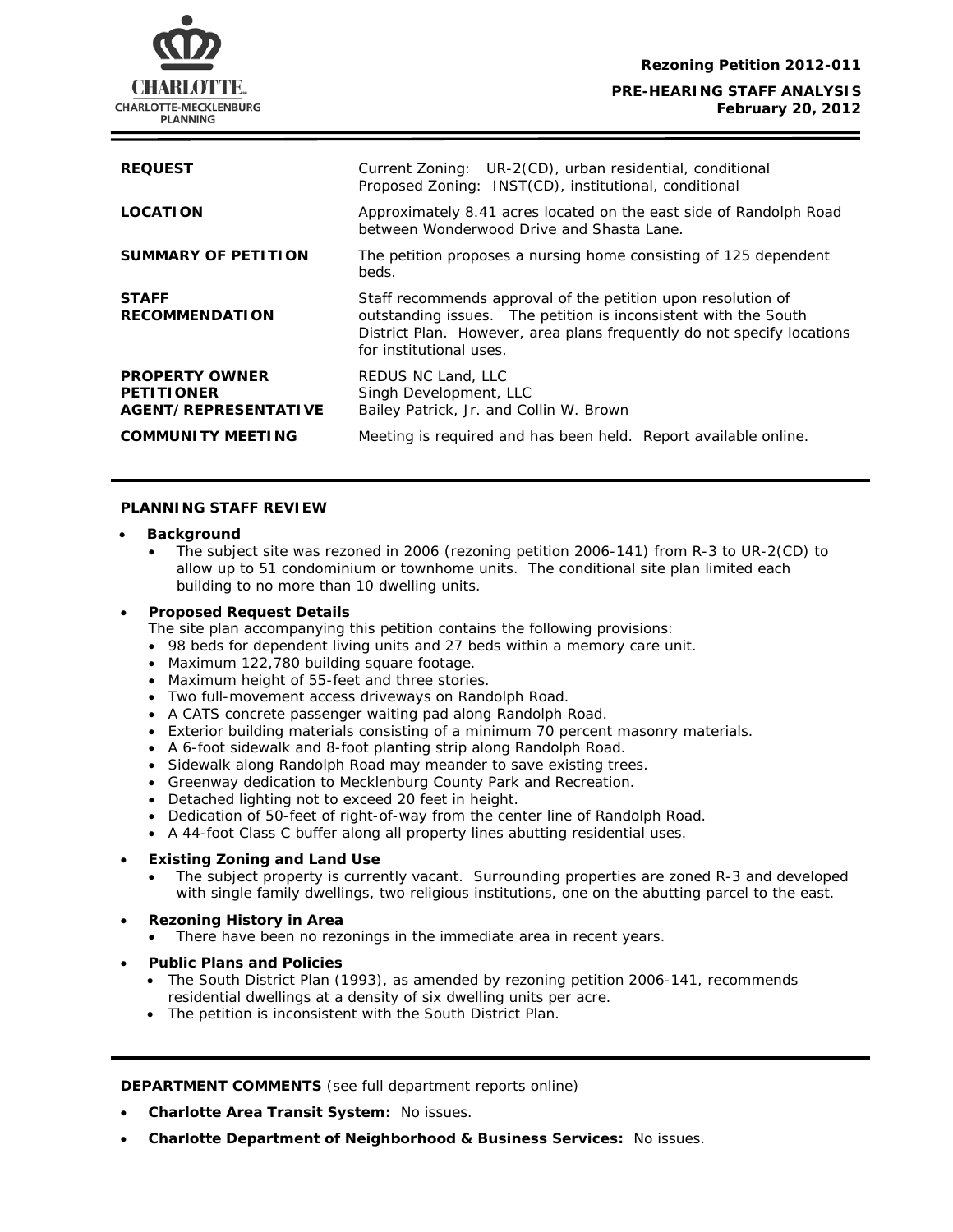**Rezoning Petition 2012-011**

**PRE-HEARING STAFF ANALYSIS**
**February 20, 2012**

| | |
|---|---|
| **REQUEST** | Current Zoning: UR-2(CD), urban residential, conditional<br>Proposed Zoning: INST(CD), institutional, conditional |
| **LOCATION** | Approximately 8.41 acres located on the east side of Randolph Road between Wonderwood Drive and Shasta Lane. |
| **SUMMARY OF PETITION** | The petition proposes a nursing home consisting of 125 dependent beds. |
| **STAFF RECOMMENDATION** | Staff recommends approval of the petition upon resolution of outstanding issues. The petition is inconsistent with the South District Plan. However, area plans frequently do not specify locations for institutional uses. |
| **PROPERTY OWNER**<br>**PETITIONER**<br>**AGENT/REPRESENTATIVE** | REDUS NC Land, LLC<br>Singh Development, LLC<br>Bailey Patrick, Jr. and Collin W. Brown |
| **COMMUNITY MEETING** | Meeting is required and has been held. Report available online. |

## PLANNING STAFF REVIEW

- **Background**
  - The subject site was rezoned in 2006 (rezoning petition 2006-141) from R-3 to UR-2(CD) to allow up to 51 condominium or townhome units. The conditional site plan limited each building to no more than 10 dwelling units.

- **Proposed Request Details**
  The site plan accompanying this petition contains the following provisions:
  - 98 beds for dependent living units and 27 beds within a memory care unit.
  - Maximum 122,780 building square footage.
  - Maximum height of 55-feet and three stories.
  - Two full-movement access driveways on Randolph Road.
  - A CATS concrete passenger waiting pad along Randolph Road.
  - Exterior building materials consisting of a minimum 70 percent masonry materials.
  - A 6-foot sidewalk and 8-foot planting strip along Randolph Road.
  - Sidewalk along Randolph Road may meander to save existing trees.
  - Greenway dedication to Mecklenburg County Park and Recreation.
  - Detached lighting not to exceed 20 feet in height.
  - Dedication of 50-feet of right-of-way from the center line of Randolph Road.
  - A 44-foot Class C buffer along all property lines abutting residential uses.

- **Existing Zoning and Land Use**
  - The subject property is currently vacant. Surrounding properties are zoned R-3 and developed with single family dwellings, two religious institutions, one on the abutting parcel to the east.

- **Rezoning History in Area**
  - There have been no rezonings in the immediate area in recent years.

- **Public Plans and Policies**
  - The South District Plan (1993), as amended by rezoning petition 2006-141, recommends residential dwellings at a density of six dwelling units per acre.
  - The petition is inconsistent with the South District Plan.

**DEPARTMENT COMMENTS** (see full department reports online)

- **Charlotte Area Transit System:** No issues.
- **Charlotte Department of Neighborhood & Business Services:** No issues.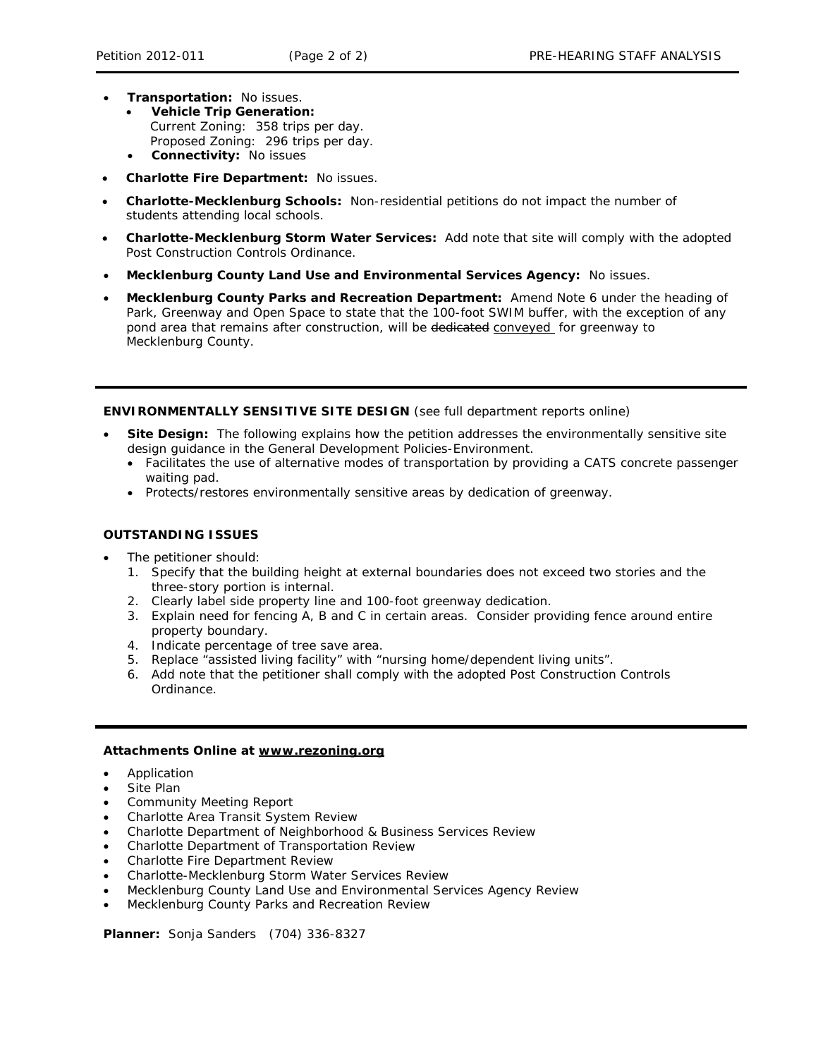- **Transportation:** No issues.
  - **Vehicle Trip Generation:**
    Current Zoning: 358 trips per day.
    Proposed Zoning: 296 trips per day.
  - **Connectivity:** No issues
- **Charlotte Fire Department:** No issues.
- **Charlotte-Mecklenburg Schools:** Non-residential petitions do not impact the number of students attending local schools.
- **Charlotte-Mecklenburg Storm Water Services:** Add note that site will comply with the adopted Post Construction Controls Ordinance.
- **Mecklenburg County Land Use and Environmental Services Agency:** No issues.
- **Mecklenburg County Parks and Recreation Department:** Amend Note 6 under the heading of Park, Greenway and Open Space to state that the 100-foot SWIM buffer, with the exception of any pond area that remains after construction, will be ~~dedicated~~ <u>conveyed</u> for greenway to Mecklenburg County.

**ENVIRONMENTALLY SENSITIVE SITE DESIGN** (see full department reports online)

- **Site Design:** The following explains how the petition addresses the environmentally sensitive site design guidance in the General Development Policies-Environment.
  - Facilitates the use of alternative modes of transportation by providing a CATS concrete passenger waiting pad.
  - Protects/restores environmentally sensitive areas by dedication of greenway.

**OUTSTANDING ISSUES**

- The petitioner should:
  1. Specify that the building height at external boundaries does not exceed two stories and the three-story portion is internal.
  2. Clearly label side property line and 100-foot greenway dedication.
  3. Explain need for fencing A, B and C in certain areas. Consider providing fence around entire property boundary.
  4. Indicate percentage of tree save area.
  5. Replace "assisted living facility" with "nursing home/dependent living units".
  6. Add note that the petitioner shall comply with the adopted Post Construction Controls Ordinance.

**Attachments Online at <u>www.rezoning.org</u>**

- Application
- Site Plan
- Community Meeting Report
- Charlotte Area Transit System Review
- Charlotte Department of Neighborhood & Business Services Review
- Charlotte Department of Transportation Review
- Charlotte Fire Department Review
- Charlotte-Mecklenburg Storm Water Services Review
- Mecklenburg County Land Use and Environmental Services Agency Review
- Mecklenburg County Parks and Recreation Review

**Planner:** Sonja Sanders (704) 336-8327